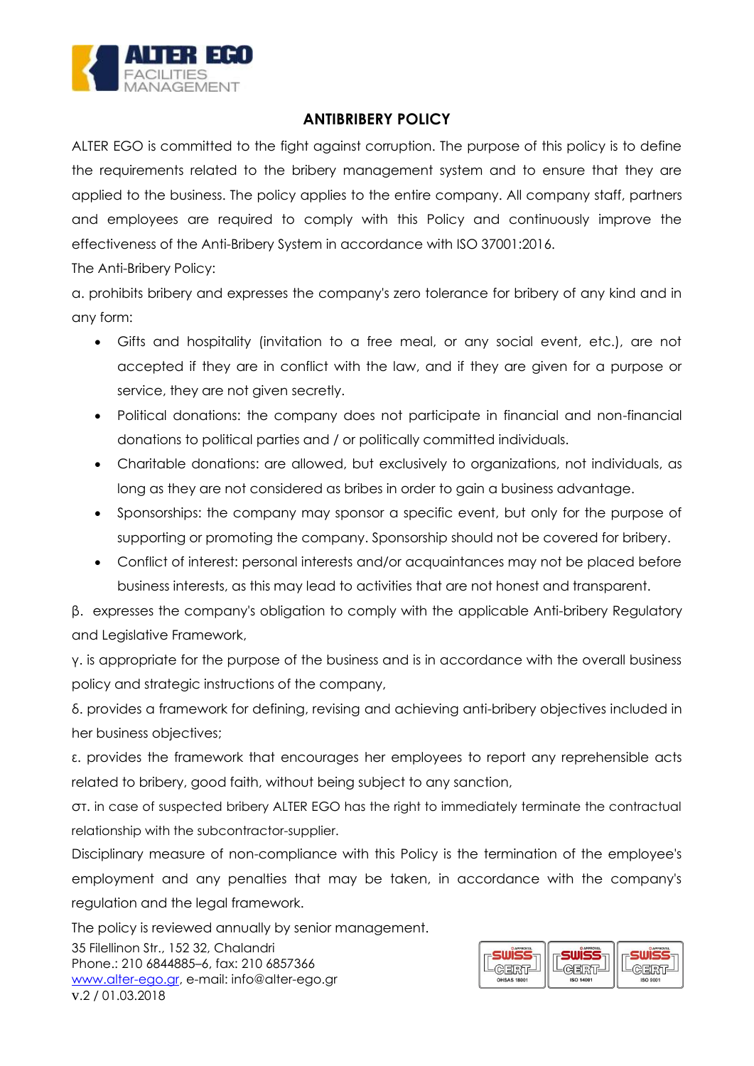## ANTIBRIBERY POLICY

ALTER EGO is committed to the fight against corruption. The purpose of this policy is to define the requirements related to the bribery management system and to ensure that they are applied to the business. The policy applies to the entire company. All company staff, partners and employees are required to comply with this Policy and continuously improve the effectiveness of the Anti-Bribery System in accordance with ISO 37001:2016.

The Anti-Bribery Policy:

α. prohibits bribery and expresses the company's zero tolerance for bribery of any kind and in any form:

- Gifts and hospitality (invitation to a free meal, or any social event, etc.), are not accepted if they are in conflict with the law, and if they are given for a purpose or service, they are not given secretly.
- Political donations: the company does not participate in financial and non-financial donations to political parties and / or politically committed individuals.
- Charitable donations: are allowed, but exclusively to organizations, not individuals, as long as they are not considered as bribes in order to gain a business advantage.
- Sponsorships: the company may sponsor a specific event, but only for the purpose of supporting or promoting the company. Sponsorship should not be covered for bribery.
- Conflict of interest: personal interests and/or acquaintances may not be placed before business interests, as this may lead to activities that are not honest and transparent.

β. expresses the company's obligation to comply with the applicable Anti-bribery Regulatory and Legislative Framework,

γ. is appropriate for the purpose of the business and is in accordance with the overall business policy and strategic instructions of the company,

δ. provides a framework for defining, revising and achieving anti-bribery objectives included in her business objectives;

ε. provides the framework that encourages her employees to report any reprehensible acts related to bribery, good faith, without being subject to any sanction,

στ. in case of suspected bribery ALTER EGO has the right to immediately terminate the contractual relationship with the subcontractor-supplier.

Disciplinary measure of non-compliance with this Policy is the termination of the employee's employment and any penalties that may be taken, in accordance with the company's regulation and the legal framework.

The policy is reviewed annually by senior management.

35 Filellinon Str., 152 32, Chalandri
Phone.: 210 6844885–6, fax: 210 6857366
www.alter-ego.gr, e-mail: info@alter-ego.gr
v.2 / 01.03.2018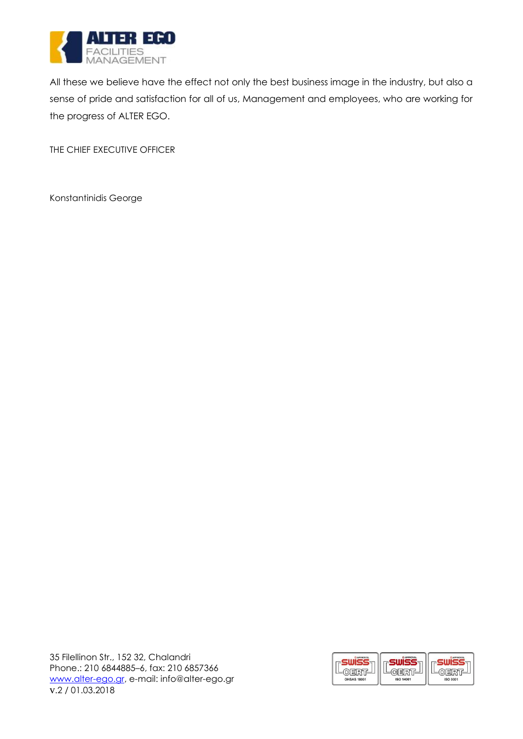All these we believe have the effect not only the best business image in the industry, but also a sense of pride and satisfaction for all of us, Management and employees, who are working for the progress of ALTER EGO.

THE CHIEF EXECUTIVE OFFICER

Konstantinidis George

35 Filellinon Str., 152 32, Chalandri
Phone.: 210 6844885–6, fax: 210 6857366
[www.alter-ego.gr](http://www.alter-ego.gr), e-mail: info@alter-ego.gr
v.2 / 01.03.2018